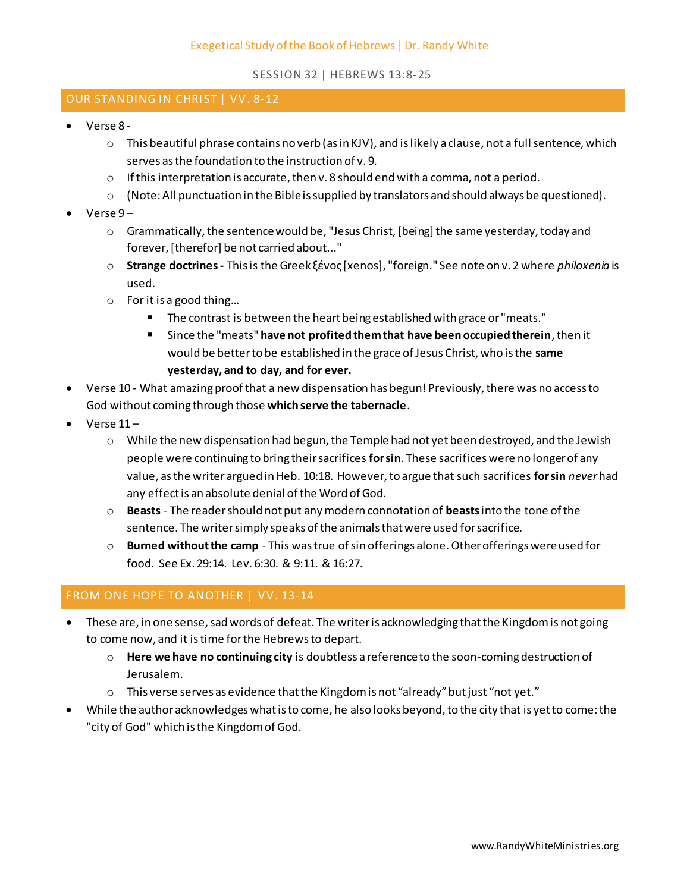Exegetical Study of the Book of Hebrews | Dr. Randy White

SESSION 32 | HEBREWS 13:8-25

## OUR STANDING IN CHRIST | VV. 8-12

- Verse 8 -
  - This beautiful phrase contains no verb (as in KJV), and is likely a clause, not a full sentence, which serves as the foundation to the instruction of v. 9.
  - If this interpretation is accurate, then v. 8 should end with a comma, not a period.
  - (Note: All punctuation in the Bible is supplied by translators and should always be questioned).
- Verse 9 –
  - Grammatically, the sentence would be, "Jesus Christ, [being] the same yesterday, today and forever, [therefor] be not carried about..."
  - **Strange doctrines -** This is the Greek ξένος [xenos], "foreign." See note on v. 2 where *philoxenia* is used.
  - For it is a good thing…
    - The contrast is between the heart being established with grace or "meats."
    - Since the "meats" **have not profited them that have been occupied therein**, then it would be better to be established in the grace of Jesus Christ, who is the **same yesterday, and to day, and for ever.**
- Verse 10 - What amazing proof that a new dispensation has begun! Previously, there was no access to God without coming through those **which serve the tabernacle**.
- Verse 11 –
  - While the new dispensation had begun, the Temple had not yet been destroyed, and the Jewish people were continuing to bring their sacrifices **for sin**. These sacrifices were no longer of any value, as the writer argued in Heb. 10:18. However, to argue that such sacrifices **for sin** *never* had any effect is an absolute denial of the Word of God.
  - **Beasts** - The reader should not put any modern connotation of **beasts** into the tone of the sentence. The writer simply speaks of the animals that were used for sacrifice.
  - **Burned without the camp** - This was true of sin offerings alone. Other offerings were used for food. See Ex. 29:14. Lev. 6:30. & 9:11. & 16:27.

## FROM ONE HOPE TO ANOTHER | VV. 13-14

- These are, in one sense, sad words of defeat. The writer is acknowledging that the Kingdom is not going to come now, and it is time for the Hebrews to depart.
  - **Here we have no continuing city** is doubtless a reference to the soon-coming destruction of Jerusalem.
  - This verse serves as evidence that the Kingdom is not "already" but just "not yet."
- While the author acknowledges what is to come, he also looks beyond, to the city that is yet to come: the "city of God" which is the Kingdom of God.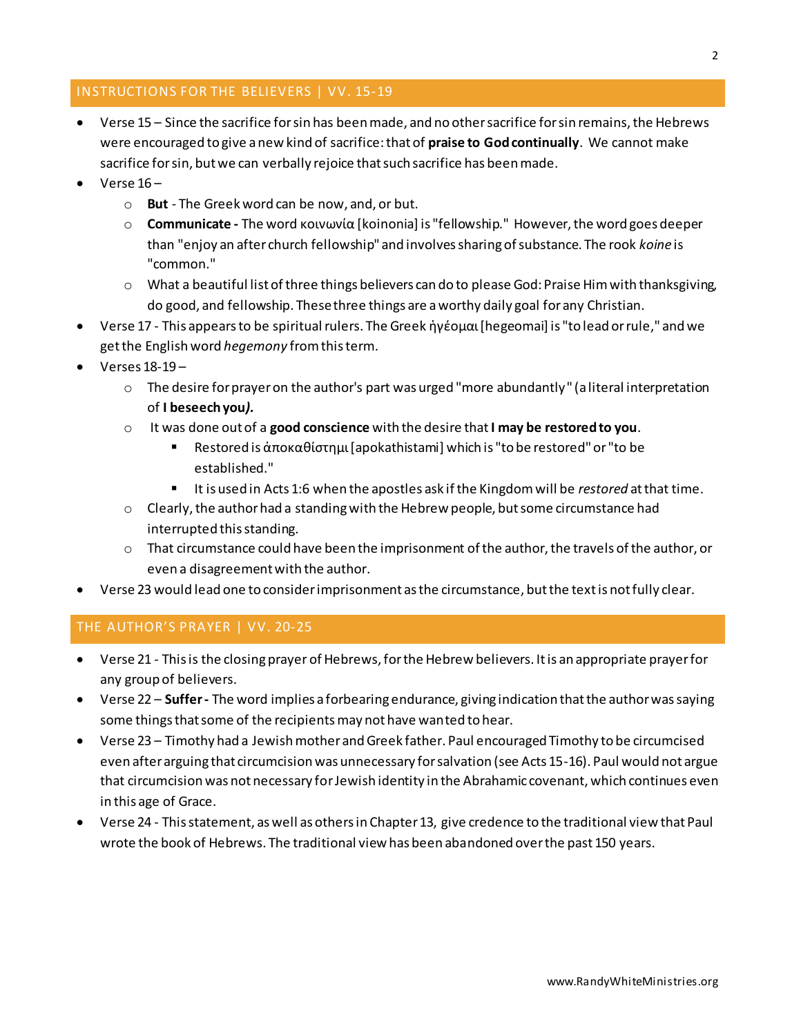## INSTRUCTIONS FOR THE BELIEVERS | VV. 15-19

- Verse 15 – Since the sacrifice for sin has been made, and no other sacrifice for sin remains, the Hebrews were encouraged to give a new kind of sacrifice: that of **praise to God continually**. We cannot make sacrifice for sin, but we can verbally rejoice that such sacrifice has been made.
- Verse 16 –
  - **But** - The Greek word can be now, and, or but.
  - **Communicate -** The word κοινωνία [koinonia] is "fellowship." However, the word goes deeper than "enjoy an after church fellowship" and involves sharing of substance. The rook *koine* is "common."
  - What a beautiful list of three things believers can do to please God: Praise Him with thanksgiving, do good, and fellowship. These three things are a worthy daily goal for any Christian.
- Verse 17 - This appears to be spiritual rulers. The Greek ἡγέομαι [hegeomai] is "to lead or rule," and we get the English word *hegemony* from this term.
- Verses 18-19 –
  - The desire for prayer on the author's part was urged "more abundantly" (a literal interpretation of **I beseech you*).***
  - It was done out of a **good conscience** with the desire that **I may be restored to you**.
    - Restored is ἀποκαθίστημι [apokathistami] which is "to be restored" or "to be established."
    - It is used in Acts 1:6 when the apostles ask if the Kingdom will be *restored* at that time.
  - Clearly, the author had a standing with the Hebrew people, but some circumstance had interrupted this standing.
  - That circumstance could have been the imprisonment of the author, the travels of the author, or even a disagreement with the author.
- Verse 23 would lead one to consider imprisonment as the circumstance, but the text is not fully clear.

## THE AUTHOR'S PRAYER | VV. 20-25

- Verse 21 - This is the closing prayer of Hebrews, for the Hebrew believers. It is an appropriate prayer for any group of believers.
- Verse 22 – **Suffer -** The word implies a forbearing endurance, giving indication that the author was saying some things that some of the recipients may not have wanted to hear.
- Verse 23 – Timothy had a Jewish mother and Greek father. Paul encouraged Timothy to be circumcised even after arguing that circumcision was unnecessary for salvation (see Acts 15-16). Paul would not argue that circumcision was not necessary for Jewish identity in the Abrahamic covenant, which continues even in this age of Grace.
- Verse 24 - This statement, as well as others in Chapter 13, give credence to the traditional view that Paul wrote the book of Hebrews. The traditional view has been abandoned over the past 150 years.